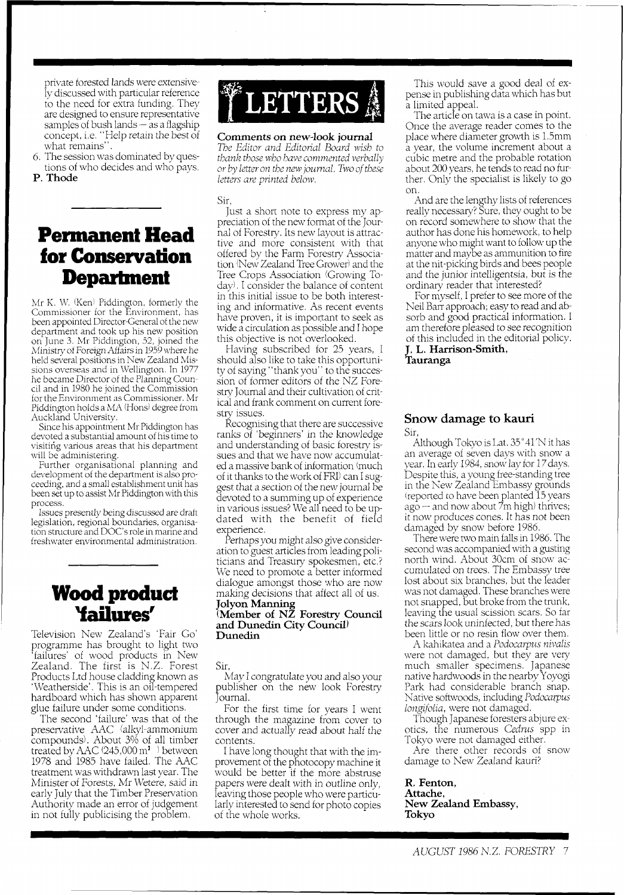private forested lands were extensively discussed with particular reference to the need for extra funding. They are designed to ensure representative samples of bush lands — as a flagship concept, i.e. "Help retain the best of what remains".

6. The session was dominated by questions of who decides and who pays.

**P. Thode**

# Permanent Head for Conservation Department

Mr K. W. (Ken) Piddington, formerly the Commissioner for the Environment, has been appointed Director-General of the new department and took up his new position on June 3. Mr Piddington, 52, joined the Ministry of Foreign Affairs in 1959 where he held several positions in New Zealand Missions overseas and in Wellington. In 1977 he became Director of the Planning Council and in 1980 he joined the Commission for the Environment as Commissioner. Mr Piddington holds a MA (Hons) degree from Auckland University.

Since his appointment Mr Piddington has devoted a substantial amount of his time to visiting various areas that his department will be administering.

Further organisational planning and development of the department is also proceeding, and a small establishment unit has been set up to assist Mr Piddington with this process.

Issues presently being discussed are draft legislation, regional boundaries, organisation structure and DOC's role in marine and freshwater environmental administration.

# Wood product 'failures'

Television New Zealand's 'Fair Go' programme has brought to light two 'failures' of wood products in New Zealand. The first is N.Z. Forest Products Ltd house cladding known as 'Weatherside'. This is an oil-tempered hardboard which has shown apparent glue failure under some conditions.

The second 'failure' was that of the preservative AAC (alkyl-ammonium compounds). About 3% of all timber treated by AAC (245,000 $m^3$) between 1978 and 1985 have failed. The AAC treatment was withdrawn last year. The Minister of Forests, Mr Wetere, said in early July that the Timber Preservation Authority made an error of judgement in not fully publicising the problem.

# LETTERS

## Comments on new-look journal

*The Editor and Editorial Board wish to thank those who have commented verbally or by letter on the new journal. Two of these letters are printed below.*

Sir,

Just a short note to express my appreciation of the new format of the Journal of Forestry. Its new layout is attractive and more consistent with that offered by the Farm Forestry Association (New Zealand Tree Grower) and the Tree Crops Association (Growing Today). I consider the balance of content in this initial issue to be both interesting and informative. As recent events have proven, it is important to seek as wide a circulation as possible and I hope this objective is not overlooked.

Having subscribed for 25 years, I should also like to take this opportunity of saying "thank you" to the succession of former editors of the NZ Forestry Journal and their cultivation of critical and frank comment on current forestry issues.

Recognising that there are successive ranks of 'beginners' in the knowledge and understanding of basic forestry issues and that we have now accumulated a massive bank of information (much of it thanks to the work of FRI) can I suggest that a section of the new journal be devoted to a summing up of experience in various issues? We all need to be updated with the benefit of field experience.

Perhaps you might also give consideration to guest articles from leading politicians and Treasury spokesmen, etc.? We need to promote a better informed dialogue amongst those who are now making decisions that affect all of us.

**Jolyon Manning**
**(Member of NZ Forestry Council and Dunedin City Council)**
**Dunedin**

Sir,

May I congratulate you and also your publisher on the new look Forestry Journal.

For the first time for years I went through the magazine from cover to cover and actually read about half the contents.

I have long thought that with the improvement of the photocopy machine it would be better if the more abstruse papers were dealt with in outline only, leaving those people who were particularly interested to send for photo copies of the whole works.

This would save a good deal of expense in publishing data which has but a limited appeal.

The article on tawa is a case in point. Once the average reader comes to the place where diameter growth is 1.5mm a year, the volume increment about a cubic metre and the probable rotation about 200 years, he tends to read no further. Only the specialist is likely to go on.

And are the lengthy lists of references really necessary? Sure, they ought to be on record somewhere to show that the author has done his homework, to help anyone who might want to follow up the matter and maybe as ammunition to fire at the nit-picking birds and bees people and the junior intelligentsia, but is the ordinary reader that interested?

For myself, I prefer to see more of the Neil Barr approach; easy to read and absorb and good practical information. I am therefore pleased to see recognition of this included in the editorial policy.

**J. L. Harrison-Smith,**
**Tauranga**

## Snow damage to kauri

Sir,

Although Tokyo is Lat. 35°41'N it has an average of seven days with snow a year. In early 1984, snow lay for 17 days. Despite this, a young free-standing tree in the New Zealand Embassy grounds (reported to have been planted 15 years ago — and now about 7m high) thrives; it now produces cones. It has not been damaged by snow before 1986.

There were two main falls in 1986. The second was accompanied with a gusting north wind. About 30cm of snow accumulated on trees. The Embassy tree lost about six branches, but the leader was not damaged. These branches were not snapped, but broke from the trunk, leaving the usual scission scars. So far the scars look uninfected, but there has been little or no resin flow over them.

A kahikatea and a *Podocarpus nivalis* were not damaged, but they are very much smaller specimens. Japanese native hardwoods in the nearby Yoyogi Park had considerable branch snap. Native softwoods, including *Podocarpus longifolia*, were not damaged.

Though Japanese foresters abjure exotics, the numerous *Cedrus* spp in Tokyo were not damaged either.

Are there other records of snow damage to New Zealand kauri?

**R. Fenton,**
**Attache,**
**New Zealand Embassy,**
**Tokyo**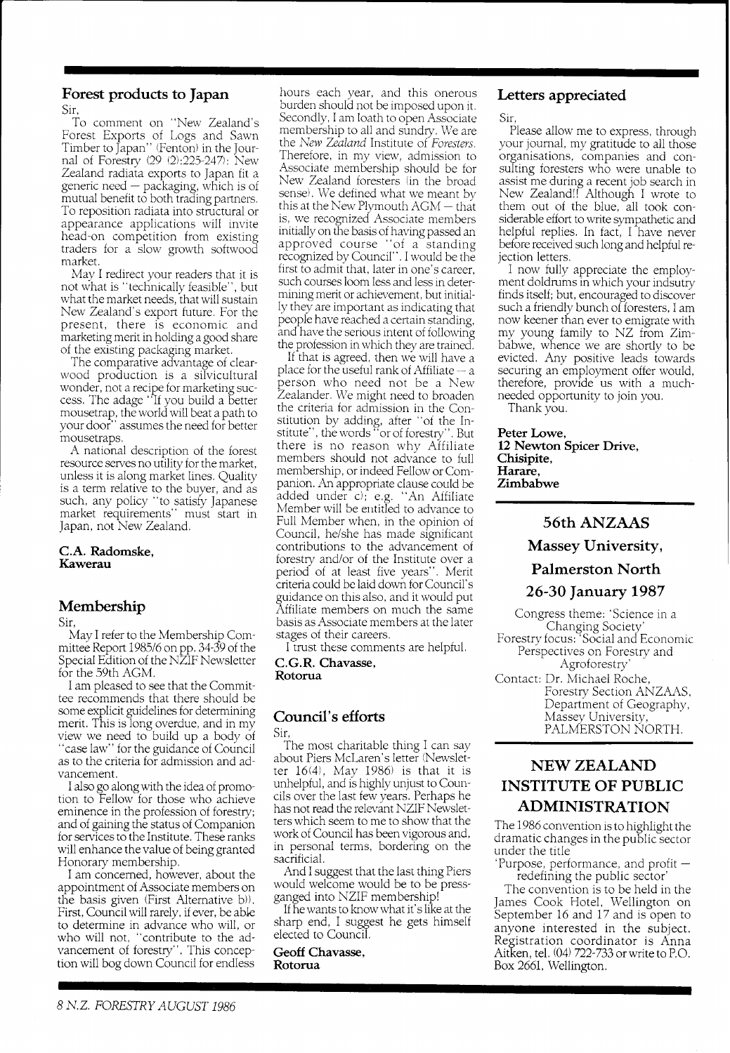## Forest products to Japan

Sir,

To comment on "New Zealand's Forest Exports of Logs and Sawn Timber to Japan" (Fenton) in the Journal of Forestry (29 (2):225-247): New Zealand radiata exports to Japan fit a generic need — packaging, which is of mutual benefit to both trading partners. To reposition radiata into structural or appearance applications will invite head-on competition from existing traders for a slow growth softwood market.

May I redirect your readers that it is not what is "technically feasible", but what the market needs, that will sustain New Zealand's export future. For the present, there is economic and marketing merit in holding a good share of the existing packaging market.

The comparative advantage of clearwood production is a silvicultural wonder, not a recipe for marketing success. The adage "If you build a better mousetrap, the world will beat a path to your door" assumes the need for better mousetraps.

A national description of the forest resource serves no utility for the market, unless it is along market lines. Quality is a term relative to the buyer, and as such, any policy "to satisfy Japanese market requirements" must start in Japan, not New Zealand.

**C.A. Radomske,**
**Kawerau**

## Membership

Sir,

May I refer to the Membership Committee Report 1985/6 on pp. 34-39 of the Special Edition of the NZIF Newsletter for the 59th AGM.

I am pleased to see that the Committee recommends that there should be some explicit guidelines for determining merit. This is long overdue, and in my view we need to build up a body of "case law" for the guidance of Council as to the criteria for admission and advancement.

I also go along with the idea of promotion to Fellow for those who achieve eminence in the profession of forestry; and of gaining the status of Companion for services to the Institute. These ranks will enhance the value of being granted Honorary membership.

I am concerned, however, about the appointment of Associate members on the basis given (First Alternative b)). First, Council will rarely, if ever, be able to determine in advance who will, or who will not, "contribute to the advancement of forestry". This conception will bog down Council for endless hours each year, and this onerous burden should not be imposed upon it. Secondly, I am loath to open Associate membership to all and sundry. We are the *New Zealand* Institute of *Foresters*. Therefore, in my view, admission to Associate membership should be for New Zealand foresters (in the broad sense). We defined what we meant by this at the New Plymouth AGM — that is, we recognized Associate members initially on the basis of having passed an approved course "of a standing recognized by Council". I would be the first to admit that, later in one's career, such courses loom less and less in determining merit or achievement, but initially they are important as indicating that people have reached a certain standing, and have the serious intent of following the profession in which they are trained.

If that is agreed, then we will have a place for the useful rank of Affiliate — a person who need not be a New Zealander. We might need to broaden the criteria for admission in the Constitution by adding, after "of the Institute", the words "or of forestry". But there is no reason why Affiliate members should not advance to full membership, or indeed Fellow or Companion. An appropriate clause could be added under c); e.g. "An Affiliate Member will be entitled to advance to Full Member when, in the opinion of Council, he/she has made significant contributions to the advancement of forestry and/or of the Institute over a period of at least five years". Merit criteria could be laid down for Council's guidance on this also, and it would put Affiliate members on much the same basis as Associate members at the later stages of their careers.

I trust these comments are helpful.

**C.G.R. Chavasse,**
**Rotorua**

## Council's efforts

Sir,

The most charitable thing I can say about Piers McLaren's letter (Newsletter 16(4), May 1986) is that it is unhelpful, and is highly unjust to Councils over the last few years. Perhaps he has not read the relevant NZIF Newsletters which seem to me to show that the work of Council has been vigorous and, in personal terms, bordering on the sacrificial.

And I suggest that the last thing Piers would welcome would be to be pressganged into NZIF membership!

If he wants to know what it's like at the sharp end, I suggest he gets himself elected to Council.

**Geoff Chavasse,**
**Rotorua**

## Letters appreciated

Sir,

Please allow me to express, through your journal, my gratitude to all those organisations, companies and consulting foresters who were unable to assist me during a recent job search in New Zealand!! Although I wrote to them out of the blue, all took considerable effort to write sympathetic and helpful replies. In fact, I have never before received such long and helpful rejection letters.

I now fully appreciate the employment doldrums in which your indsutry finds itself; but, encouraged to discover such a friendly bunch of foresters, I am now keener than ever to emigrate with my young family to NZ from Zimbabwe, whence we are shortly to be evicted. Any positive leads towards securing an employment offer would, therefore, provide us with a much-needed opportunity to join you.

Thank you.

**Peter Lowe,**
**12 Newton Spicer Drive,**
**Chisipite,**
**Harare,**
**Zimbabwe**

## 56th ANZAAS
## Massey University, Palmerston North
## 26-30 January 1987

Congress theme: 'Science in a Changing Society'

Forestry focus: 'Social and Economic Perspectives on Forestry and Agroforestry'

Contact: Dr. Michael Roche,
Forestry Section ANZAAS,
Department of Geography,
Massey University,
PALMERSTON NORTH.

## NEW ZEALAND INSTITUTE OF PUBLIC ADMINISTRATION

The 1986 convention is to highlight the dramatic changes in the public sector under the title

'Purpose, performance, and profit — redefining the public sector'

The convention is to be held in the James Cook Hotel, Wellington on September 16 and 17 and is open to anyone interested in the subject. Registration coordinator is Anna Aitken, tel. (04) 722-733 or write to P.O. Box 2661, Wellington.